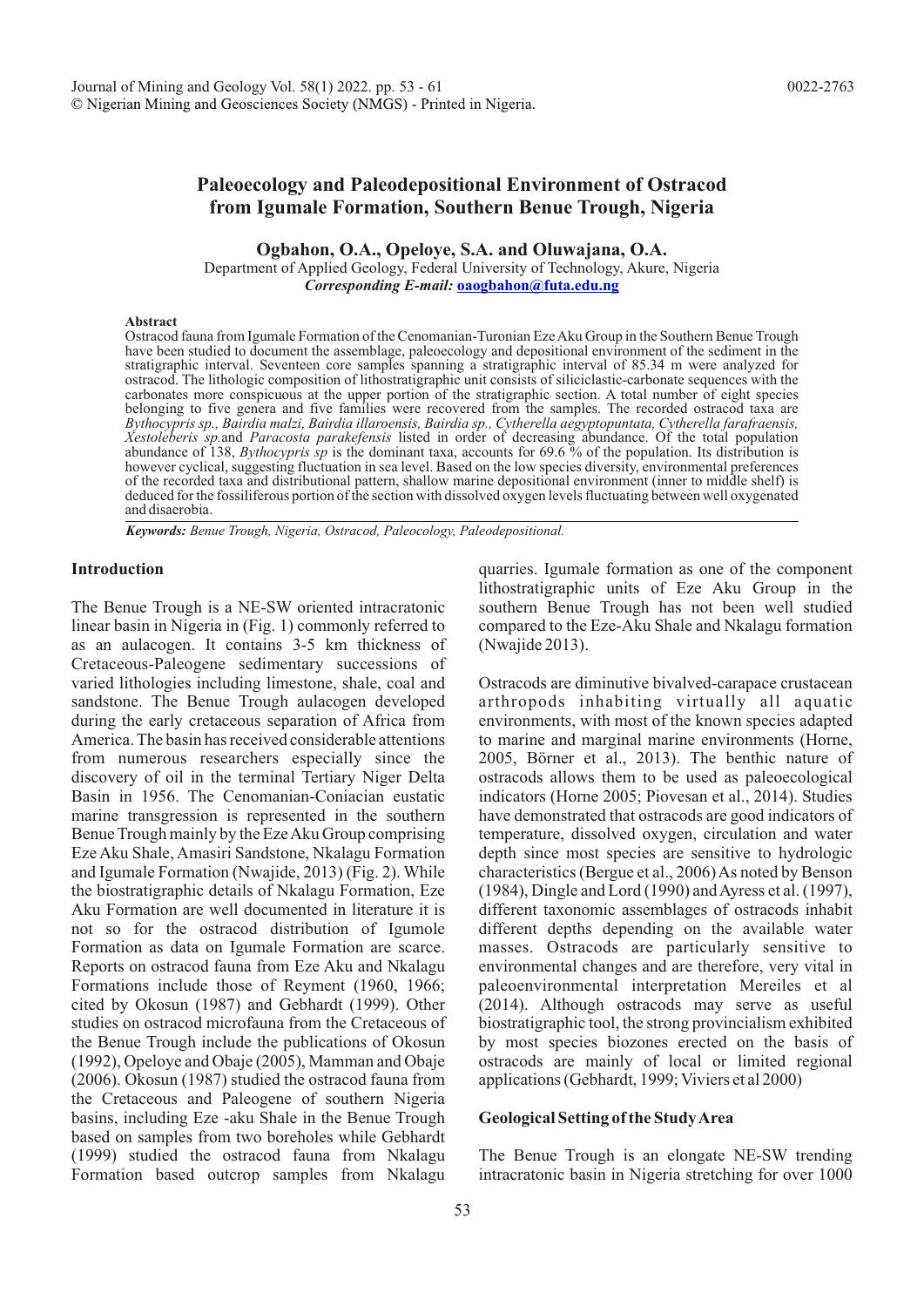# Paleoecology and Paleodepositional Environment of Ostracod from Igumale Formation, Southern Benue Trough, Nigeria

**Ogbahon, O.A., Opeloye, S.A. and Oluwajana, O.A.**

Department of Applied Geology, Federal University of Technology, Akure, Nigeria

***Corresponding E-mail:*** **oaogbahon@futa.edu.ng**

**Abstract**

Ostracod fauna from Igumale Formation of the Cenomanian-Turonian Eze Aku Group in the Southern Benue Trough have been studied to document the assemblage, paleoecology and depositional environment of the sediment in the stratigraphic interval. Seventeen core samples spanning a stratigraphic interval of 85.34 m were analyzed for ostracod. The lithologic composition of lithostratigraphic unit consists of siliciclastic-carbonate sequences with the carbonates more conspicuous at the upper portion of the stratigraphic section. A total number of eight species belonging to five genera and five families were recovered from the samples. The recorded ostracod taxa are *Bythocypris sp., Bairdia malzi, Bairdia illaroensis, Bairdia sp., Cytherella aegyptopuntata, Cytherella farafraensis, Xestoleberis sp.* and *Paracosta parakefensis* listed in order of decreasing abundance. Of the total population abundance of 138, *Bythocypris sp* is the dominant taxa, accounts for 69.6 % of the population. Its distribution is however cyclical, suggesting fluctuation in sea level. Based on the low species diversity, environmental preferences of the recorded taxa and distributional pattern, shallow marine depositional environment (inner to middle shelf) is deduced for the fossiliferous portion of the section with dissolved oxygen levels fluctuating between well oxygenated and disaerobia.

***Keywords:*** *Benue Trough, Nigeria, Ostracod, Paleoecology, Paleodepositional.*

## Introduction

The Benue Trough is a NE-SW oriented intracratonic linear basin in Nigeria in (Fig. 1) commonly referred to as an aulacogen. It contains 3-5 km thickness of Cretaceous-Paleogene sedimentary successions of varied lithologies including limestone, shale, coal and sandstone. The Benue Trough aulacogen developed during the early cretaceous separation of Africa from America. The basin has received considerable attentions from numerous researchers especially since the discovery of oil in the terminal Tertiary Niger Delta Basin in 1956. The Cenomanian-Coniacian eustatic marine transgression is represented in the southern Benue Trough mainly by the Eze Aku Group comprising Eze Aku Shale, Amasiri Sandstone, Nkalagu Formation and Igumale Formation (Nwajide, 2013) (Fig. 2). While the biostratigraphic details of Nkalagu Formation, Eze Aku Formation are well documented in literature it is not so for the ostracod distribution of Igumole Formation as data on Igumale Formation are scarce. Reports on ostracod fauna from Eze Aku and Nkalagu Formations include those of Reyment (1960, 1966; cited by Okosun (1987) and Gebhardt (1999). Other studies on ostracod microfauna from the Cretaceous of the Benue Trough include the publications of Okosun (1992), Opeloye and Obaje (2005), Mamman and Obaje (2006). Okosun (1987) studied the ostracod fauna from the Cretaceous and Paleogene of southern Nigeria basins, including Eze -aku Shale in the Benue Trough based on samples from two boreholes while Gebhardt (1999) studied the ostracod fauna from Nkalagu Formation based outcrop samples from Nkalagu quarries. Igumale formation as one of the component lithostratigraphic units of Eze Aku Group in the southern Benue Trough has not been well studied compared to the Eze-Aku Shale and Nkalagu formation (Nwajide 2013).

Ostracods are diminutive bivalved-carapace crustacean arthropods inhabiting virtually all aquatic environments, with most of the known species adapted to marine and marginal marine environments (Horne, 2005, Börner et al., 2013). The benthic nature of ostracods allows them to be used as paleoecological indicators (Horne 2005; Piovesan et al., 2014). Studies have demonstrated that ostracods are good indicators of temperature, dissolved oxygen, circulation and water depth since most species are sensitive to hydrologic characteristics (Bergue et al., 2006) As noted by Benson (1984), Dingle and Lord (1990) and Ayress et al. (1997), different taxonomic assemblages of ostracods inhabit different depths depending on the available water masses. Ostracods are particularly sensitive to environmental changes and are therefore, very vital in paleoenvironmental interpretation Mereiles et al (2014). Although ostracods may serve as useful biostratigraphic tool, the strong provincialism exhibited by most species biozones erected on the basis of ostracods are mainly of local or limited regional applications (Gebhardt, 1999; Viviers et al 2000)

## Geological Setting of the Study Area

The Benue Trough is an elongate NE-SW trending intracratonic basin in Nigeria stretching for over 1000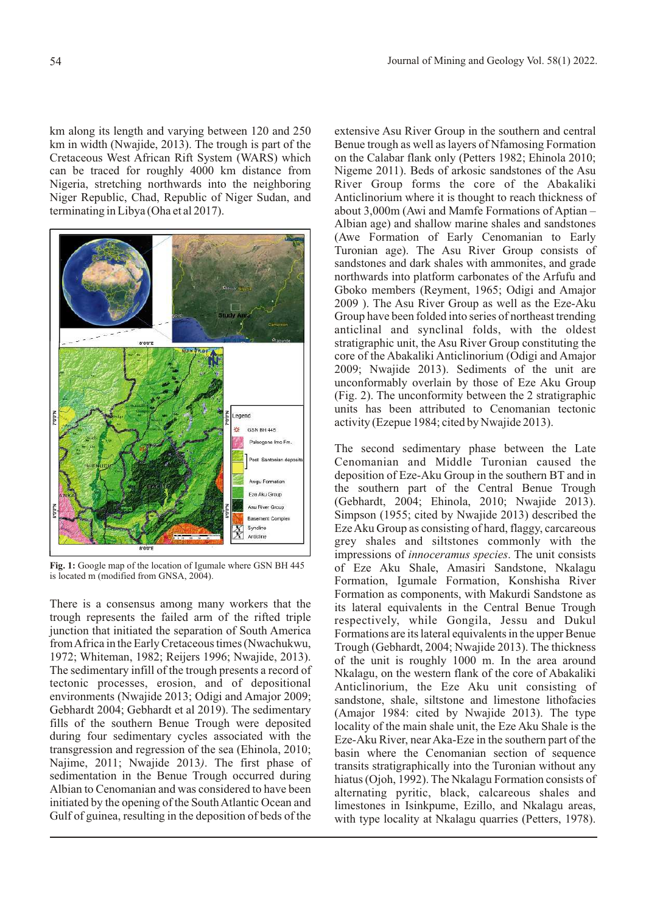km along its length and varying between 120 and 250 km in width (Nwajide, 2013). The trough is part of the Cretaceous West African Rift System (WARS) which can be traced for roughly 4000 km distance from Nigeria, stretching northwards into the neighboring Niger Republic, Chad, Republic of Niger Sudan, and terminating in Libya (Oha et al 2017).

**Fig. 1:** Google map of the location of Igumale where GSN BH 445 is located m (modified from GNSA, 2004).

There is a consensus among many workers that the trough represents the failed arm of the rifted triple junction that initiated the separation of South America from Africa in the Early Cretaceous times (Nwachukwu, 1972; Whiteman, 1982; Reijers 1996; Nwajide, 2013). The sedimentary infill of the trough presents a record of tectonic processes, erosion, and of depositional environments (Nwajide 2013; Odigi and Amajor 2009; Gebhardt 2004; Gebhardt et al 2019). The sedimentary fills of the southern Benue Trough were deposited during four sedimentary cycles associated with the transgression and regression of the sea (Ehinola, 2010; Najime, 2011; Nwajide 2013). The first phase of sedimentation in the Benue Trough occurred during Albian to Cenomanian and was considered to have been initiated by the opening of the South Atlantic Ocean and Gulf of guinea, resulting in the deposition of beds of the extensive Asu River Group in the southern and central Benue trough as well as layers of Nfamosing Formation on the Calabar flank only (Petters 1982; Ehinola 2010; Nigeme 2011). Beds of arkosic sandstones of the Asu River Group forms the core of the Abakaliki Anticlinorium where it is thought to reach thickness of about 3,000m (Awi and Mamfe Formations of Aptian – Albian age) and shallow marine shales and sandstones (Awe Formation of Early Cenomanian to Early Turonian age). The Asu River Group consists of sandstones and dark shales with ammonites, and grade northwards into platform carbonates of the Arfufu and Gboko members (Reyment, 1965; Odigi and Amajor 2009 ). The Asu River Group as well as the Eze-Aku Group have been folded into series of northeast trending anticlinal and synclinal folds, with the oldest stratigraphic unit, the Asu River Group constituting the core of the Abakaliki Anticlinorium (Odigi and Amajor 2009; Nwajide 2013). Sediments of the unit are unconformably overlain by those of Eze Aku Group (Fig. 2). The unconformity between the 2 stratigraphic units has been attributed to Cenomanian tectonic activity (Ezepue 1984; cited by Nwajide 2013).

The second sedimentary phase between the Late Cenomanian and Middle Turonian caused the deposition of Eze-Aku Group in the southern BT and in the southern part of the Central Benue Trough (Gebhardt, 2004; Ehinola, 2010; Nwajide 2013). Simpson (1955; cited by Nwajide 2013) described the Eze Aku Group as consisting of hard, flaggy, carcareous grey shales and siltstones commonly with the impressions of *innoceramus species*. The unit consists of Eze Aku Shale, Amasiri Sandstone, Nkalagu Formation, Igumale Formation, Konshisha River Formation as components, with Makurdi Sandstone as its lateral equivalents in the Central Benue Trough respectively, while Gongila, Jessu and Dukul Formations are its lateral equivalents in the upper Benue Trough (Gebhardt, 2004; Nwajide 2013). The thickness of the unit is roughly 1000 m. In the area around Nkalagu, on the western flank of the core of Abakaliki Anticlinorium, the Eze Aku unit consisting of sandstone, shale, siltstone and limestone lithofacies (Amajor 1984: cited by Nwajide 2013). The type locality of the main shale unit, the Eze Aku Shale is the Eze-Aku River, near Aka-Eze in the southern part of the basin where the Cenomanian section of sequence transits stratigraphically into the Turonian without any hiatus (Ojoh, 1992). The Nkalagu Formation consists of alternating pyritic, black, calcareous shales and limestones in Isinkpume, Ezillo, and Nkalagu areas, with type locality at Nkalagu quarries (Petters, 1978).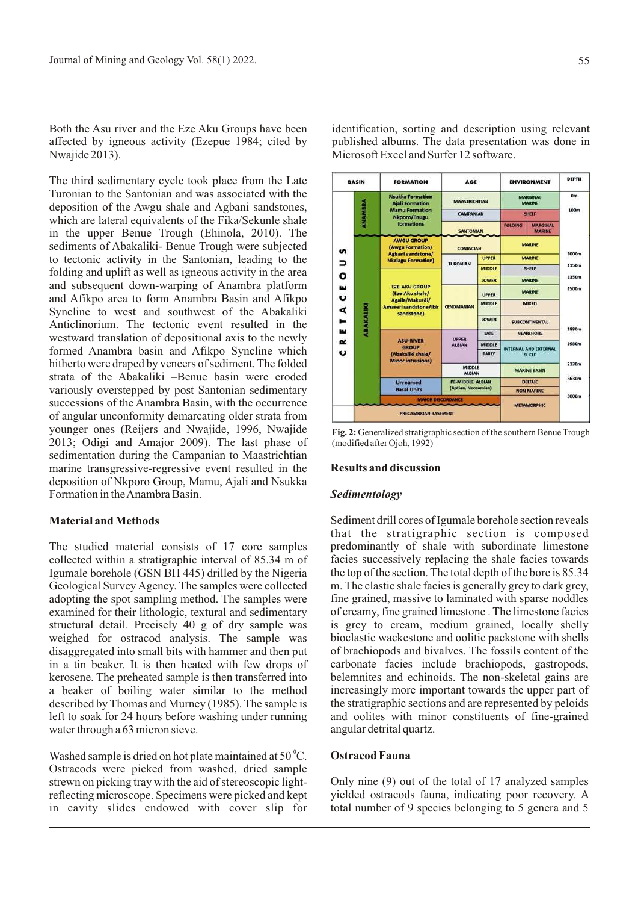Both the Asu river and the Eze Aku Groups have been affected by igneous activity (Ezepue 1984; cited by Nwajide 2013).

The third sedimentary cycle took place from the Late Turonian to the Santonian and was associated with the deposition of the Awgu shale and Agbani sandstones, which are lateral equivalents of the Fika/Sekunle shale in the upper Benue Trough (Ehinola, 2010). The sediments of Abakaliki- Benue Trough were subjected to tectonic activity in the Santonian, leading to the folding and uplift as well as igneous activity in the area and subsequent down-warping of Anambra platform and Afikpo area to form Anambra Basin and Afikpo Syncline to west and southwest of the Abakaliki Anticlinorium. The tectonic event resulted in the westward translation of depositional axis to the newly formed Anambra basin and Afikpo Syncline which hitherto were draped by veneers of sediment. The folded strata of the Abakaliki –Benue basin were eroded variously overstepped by post Santonian sedimentary successions of the Anambra Basin, with the occurrence of angular unconformity demarcating older strata from younger ones (Reijers and Nwajide, 1996, Nwajide 2013; Odigi and Amajor 2009). The last phase of sedimentation during the Campanian to Maastrichtian marine transgressive-regressive event resulted in the deposition of Nkporo Group, Mamu, Ajali and Nsukka Formation in the Anambra Basin.

## Material and Methods

The studied material consists of 17 core samples collected within a stratigraphic interval of 85.34 m of Igumale borehole (GSN BH 445) drilled by the Nigeria Geological Survey Agency. The samples were collected adopting the spot sampling method. The samples were examined for their lithologic, textural and sedimentary structural detail. Precisely 40 g of dry sample was weighed for ostracod analysis. The sample was disaggregated into small bits with hammer and then put in a tin beaker. It is then heated with few drops of kerosene. The preheated sample is then transferred into a beaker of boiling water similar to the method described by Thomas and Murney (1985). The sample is left to soak for 24 hours before washing under running water through a 63 micron sieve.

Washed sample is dried on hot plate maintained at $50\,^{\circ}C$. Ostracods were picked from washed, dried sample strewn on picking tray with the aid of stereoscopic light-reflecting microscope. Specimens were picked and kept in cavity slides endowed with cover slip for identification, sorting and description using relevant published albums. The data presentation was done in Microsoft Excel and Surfer 12 software.

**Fig. 2:** Generalized stratigraphic section of the southern Benue Trough (modified after Ojoh, 1992)

## Results and discussion

### *Sedimentology*

Sediment drill cores of Igumale borehole section reveals that the stratigraphic section is composed predominantly of shale with subordinate limestone facies successively replacing the shale facies towards the top of the section. The total depth of the bore is 85.34 m. The clastic shale facies is generally grey to dark grey, fine grained, massive to laminated with sparse noddles of creamy, fine grained limestone . The limestone facies is grey to cream, medium grained, locally shelly bioclastic wackestone and oolitic packstone with shells of brachiopods and bivalves. The fossils content of the carbonate facies include brachiopods, gastropods, belemnites and echinoids. The non-skeletal gains are increasingly more important towards the upper part of the stratigraphic sections and are represented by peloids and oolites with minor constituents of fine-grained angular detrital quartz.

### Ostracod Fauna

Only nine (9) out of the total of 17 analyzed samples yielded ostracods fauna, indicating poor recovery. A total number of 9 species belonging to 5 genera and 5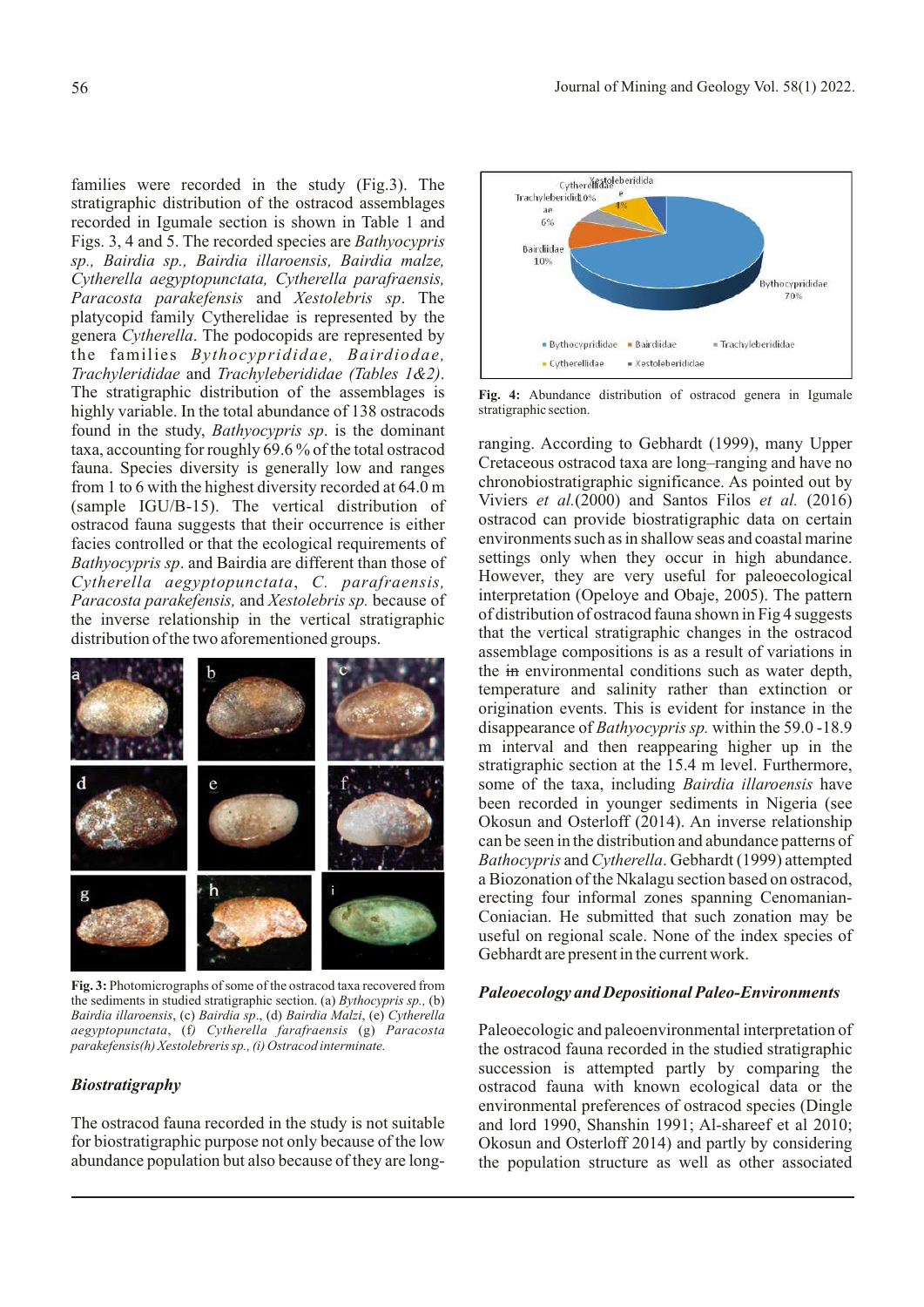families were recorded in the study (Fig.3). The stratigraphic distribution of the ostracod assemblages recorded in Igumale section is shown in Table 1 and Figs. 3, 4 and 5. The recorded species are *Bathyocypris sp., Bairdia sp., Bairdia illaroensis, Bairdia malze, Cytherella aegyptopunctata, Cytherella parafraensis, Paracosta parakefensis* and *Xestolebris sp*. The platycopid family Cytherelidae is represented by the genera *Cytherella*. The podocopids are represented by the families *Bythocyprididae, Bairdiodae, Trachyleridiidae* and *Trachyleberididae (Tables 1&2)*. The stratigraphic distribution of the assemblages is highly variable. In the total abundance of 138 ostracods found in the study, *Bathyocypris sp*. is the dominant taxa, accounting for roughly 69.6 % of the total ostracod fauna. Species diversity is generally low and ranges from 1 to 6 with the highest diversity recorded at 64.0 m (sample IGU/B-15). The vertical distribution of ostracod fauna suggests that their occurrence is either facies controlled or that the ecological requirements of *Bathyocypris sp*. and Bairdia are different than those of *Cytherella aegyptopunctata*, *C. parafraensis, Paracosta parakefensis,* and *Xestolebris sp.* because of the inverse relationship in the vertical stratigraphic distribution of the two aforementioned groups.

**Fig. 3:** Photomicrographs of some of the ostracod taxa recovered from the sediments in studied stratigraphic section. (a) *Bythocypris sp.,* (b) *Bairdia illaroensis*, (c) *Bairdia sp*., (d) *Bairdia Malzi*, (e) *Cytherella aegyptopunctata*, (f) *Cytherella farafraensis* (g) *Paracosta parakefensis(h) Xestolebreris sp., (i) Ostracod interminate.*

### Biostratigraphy

The ostracod fauna recorded in the study is not suitable for biostratigraphic purpose not only because of the low abundance population but also because of they are long-

**Fig. 4:** Abundance distribution of ostracod genera in Igumale stratigraphic section.

ranging. According to Gebhardt (1999), many Upper Cretaceous ostracod taxa are long–ranging and have no chronobiostratigraphic significance. As pointed out by Viviers *et al.*(2000) and Santos Filos *et al.* (2016) ostracod can provide biostratigraphic data on certain environments such as in shallow seas and coastal marine settings only when they occur in high abundance. However, they are very useful for paleoecological interpretation (Opeloye and Obaje, 2005). The pattern of distribution of ostracod fauna shown in Fig 4 suggests that the vertical stratigraphic changes in the ostracod assemblage compositions is as a result of variations in the ~~in~~ environmental conditions such as water depth, temperature and salinity rather than extinction or origination events. This is evident for instance in the disappearance of *Bathyocypris sp.* within the 59.0 -18.9 m interval and then reappearing higher up in the stratigraphic section at the 15.4 m level. Furthermore, some of the taxa, including *Bairdia illaroensis* have been recorded in younger sediments in Nigeria (see Okosun and Osterloff (2014). An inverse relationship can be seen in the distribution and abundance patterns of *Bathocypris* and *Cytherella*. Gebhardt (1999) attempted a Biozonation of the Nkalagu section based on ostracod, erecting four informal zones spanning Cenomanian-Coniacian. He submitted that such zonation may be useful on regional scale. None of the index species of Gebhardt are present in the current work.

### Paleoecology and Depositional Paleo-Environments

Paleoecologic and paleoenvironmental interpretation of the ostracod fauna recorded in the studied stratigraphic succession is attempted partly by comparing the ostracod fauna with known ecological data or the environmental preferences of ostracod species (Dingle and lord 1990, Shanshin 1991; Al-shareef et al 2010; Okosun and Osterloff 2014) and partly by considering the population structure as well as other associated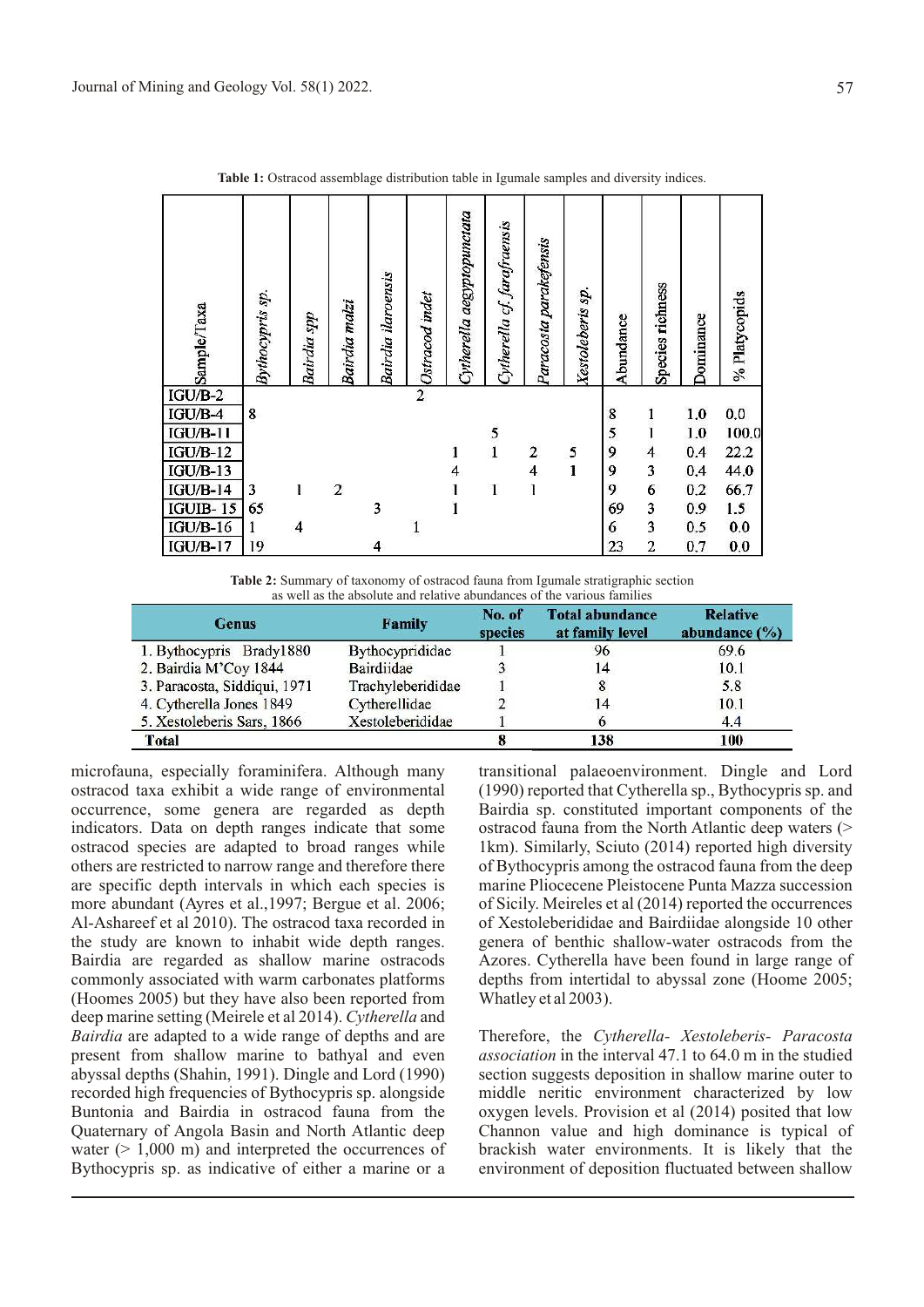**Table 1:** Ostracod assemblage distribution table in Igumale samples and diversity indices.

| Sample/Taxa | *Bythocypris sp.* | *Bairdia spp* | *Bairdia malzi* | *Bairdia ilaroensis* | *Ostracod indet* | *Cytherella aegyptopunctata* | *Cytherella cf. farafraensis* | *Paracosta parakefensis* | *Xestoleberis sp.* | Abundance | Species richness | Dominance | % Platycopids |
|---|---|---|---|---|---|---|---|---|---|---|---|---|---|
| IGU/B-2 | | | | | 2 | | | | | | | | |
| IGU/B-4 | 8 | | | | | | | | | 8 | 1 | 1.0 | 0.0 |
| IGU/B-11 | | | | | | | 5 | | | 5 | 1 | 1.0 | 100.0 |
| IGU/B-12 | | | | | | 1 | 1 | 2 | 5 | 9 | 4 | 0.4 | 22.2 |
| IGU/B-13 | | | | | | 4 | | 4 | 1 | 9 | 3 | 0.4 | 44.0 |
| IGU/B-14 | 3 | 1 | 2 | | | 1 | 1 | 1 | | 9 | 6 | 0.2 | 66.7 |
| IGUIB- 15 | 65 | | | 3 | | 1 | | | | 69 | 3 | 0.9 | 1.5 |
| IGU/B-16 | 1 | 4 | | | 1 | | | | | 6 | 3 | 0.5 | 0.0 |
| IGU/B-17 | 19 | | | 4 | | | | | | 23 | 2 | 0.7 | 0.0 |

**Table 2:** Summary of taxonomy of ostracod fauna from Igumale stratigraphic section as well as the absolute and relative abundances of the various families

| Genus | Family | No. of species | Total abundance at family level | Relative abundance (%) |
|---|---|---|---|---|
| 1. Bythocypris Brady1880 | Bythocyprididae | 1 | 96 | 69.6 |
| 2. Bairdia M'Coy 1844 | Bairdiidae | 3 | 14 | 10.1 |
| 3. Paracosta, Siddiqui, 1971 | Trachyleberididae | 1 | 8 | 5.8 |
| 4. Cytherella Jones 1849 | Cytherellidae | 2 | 14 | 10.1 |
| 5. Xestoleberis Sars, 1866 | Xestoleberididae | 1 | 6 | 4.4 |
| **Total** | | **8** | **138** | **100** |

microfauna, especially foraminifera. Although many ostracod taxa exhibit a wide range of environmental occurrence, some genera are regarded as depth indicators. Data on depth ranges indicate that some ostracod species are adapted to broad ranges while others are restricted to narrow range and therefore there are specific depth intervals in which each species is more abundant (Ayres et al.,1997; Bergue et al. 2006; Al-Ashareef et al 2010). The ostracod taxa recorded in the study are known to inhabit wide depth ranges. Bairdia are regarded as shallow marine ostracods commonly associated with warm carbonates platforms (Hoomes 2005) but they have also been reported from deep marine setting (Meirele et al 2014). *Cytherella* and *Bairdia* are adapted to a wide range of depths and are present from shallow marine to bathyal and even abyssal depths (Shahin, 1991). Dingle and Lord (1990) recorded high frequencies of Bythocypris sp. alongside Buntonia and Bairdia in ostracod fauna from the Quaternary of Angola Basin and North Atlantic deep water (> 1,000 m) and interpreted the occurrences of Bythocypris sp. as indicative of either a marine or a transitional palaeoenvironment. Dingle and Lord (1990) reported that Cytherella sp., Bythocypris sp. and Bairdia sp. constituted important components of the ostracod fauna from the North Atlantic deep waters (> 1km). Similarly, Sciuto (2014) reported high diversity of Bythocypris among the ostracod fauna from the deep marine Pliocecene Pleistocene Punta Mazza succession of Sicily. Meireles et al (2014) reported the occurrences of Xestoleberididae and Bairdiidae alongside 10 other genera of benthic shallow-water ostracods from the Azores. Cytherella have been found in large range of depths from intertidal to abyssal zone (Hoome 2005; Whatley et al 2003).

Therefore, the *Cytherella- Xestoleberis- Paracosta association* in the interval 47.1 to 64.0 m in the studied section suggests deposition in shallow marine outer to middle neritic environment characterized by low oxygen levels. Provision et al (2014) posited that low Channon value and high dominance is typical of brackish water environments. It is likely that the environment of deposition fluctuated between shallow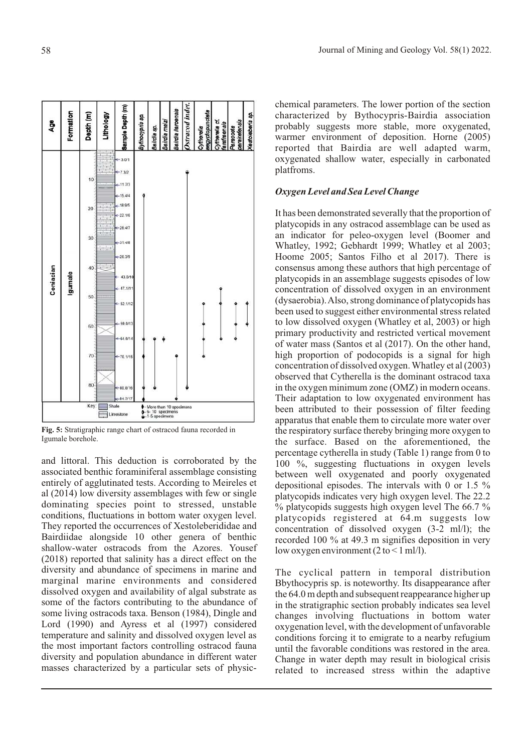Fig. 5: Stratigraphic range chart of ostracod fauna recorded in Igumale borehole.

and littoral. This deduction is corroborated by the associated benthic foraminiferal assemblage consisting entirely of agglutinated tests. According to Meireles et al (2014) low diversity assemblages with few or single dominating species point to stressed, unstable conditions, fluctuations in bottom water oxygen level. They reported the occurrences of Xestoleberididae and Bairdiidae alongside 10 other genera of benthic shallow-water ostracods from the Azores. Yousef (2018) reported that salinity has a direct effect on the diversity and abundance of specimens in marine and marginal marine environments and considered dissolved oxygen and availability of algal substrate as some of the factors contributing to the abundance of some living ostracods taxa. Benson (1984), Dingle and Lord (1990) and Ayress et al (1997) considered temperature and salinity and dissolved oxygen level as the most important factors controlling ostracod fauna diversity and population abundance in different water masses characterized by a particular sets of physic-chemical parameters. The lower portion of the section characterized by Bythocypris-Bairdia association probably suggests more stable, more oxygenated, warmer environment of deposition. Horne (2005) reported that Bairdia are well adapted warm, oxygenated shallow water, especially in carbonated platfroms.

### *Oxygen Level and Sea Level Change*

It has been demonstrated severally that the proportion of platycopids in any ostracod assemblage can be used as an indicator for peleo-oxygen level (Boomer and Whatley, 1992; Gebhardt 1999; Whatley et al 2003; Hoome 2005; Santos Filho et al 2017). There is consensus among these authors that high percentage of platycopids in an assemblage suggests episodes of low concentration of dissolved oxygen in an environment (dysaerobia). Also, strong dominance of platycopids has been used to suggest either environmental stress related to low dissolved oxygen (Whatley et al, 2003) or high primary productivity and restricted vertical movement of water mass (Santos et al (2017). On the other hand, high proportion of podocopids is a signal for high concentration of dissolved oxygen. Whatley et al (2003) observed that Cytherella is the dominant ostracod taxa in the oxygen minimum zone (OMZ) in modern oceans. Their adaptation to low oxygenated environment has been attributed to their possession of filter feeding apparatus that enable them to circulate more water over the respiratory surface thereby bringing more oxygen to the surface. Based on the aforementioned, the percentage cytherella in study (Table 1) range from 0 to 100 %, suggesting fluctuations in oxygen levels between well oxygenated and poorly oxygenated depositional episodes. The intervals with 0 or 1.5 % platycopids indicates very high oxygen level. The 22.2 % platycopids suggests high oxygen level The 66.7 % platycopids registered at 64.m suggests low concentration of dissolved oxygen (3-2 ml/l); the recorded 100 % at 49.3 m signifies deposition in very low oxygen environment (2 to < 1 ml/l).

The cyclical pattern in temporal distribution Bbythocypris sp. is noteworthy. Its disappearance after the 64.0 m depth and subsequent reappearance higher up in the stratigraphic section probably indicates sea level changes involving fluctuations in bottom water oxygenation level, with the development of unfavorable conditions forcing it to emigrate to a nearby refugium until the favorable conditions was restored in the area. Change in water depth may result in biological crisis related to increased stress within the adaptive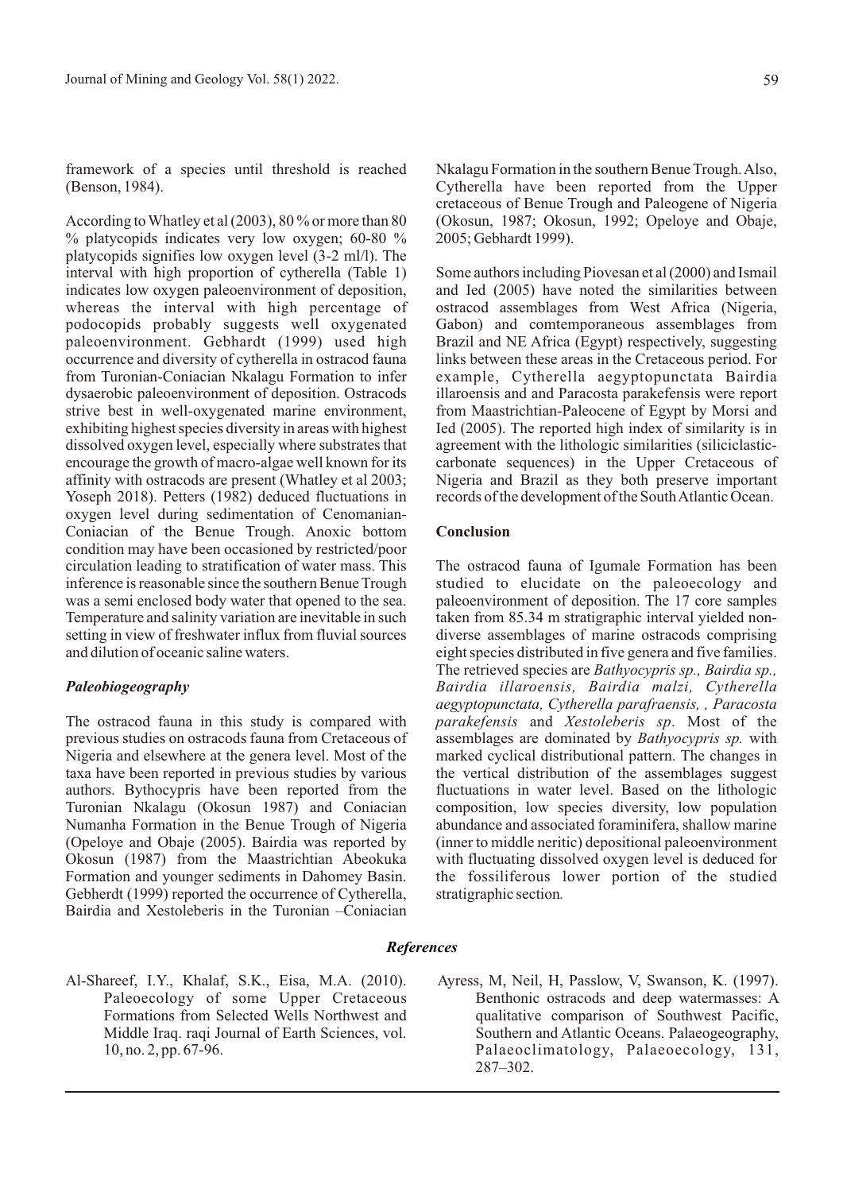framework of a species until threshold is reached (Benson, 1984).

According to Whatley et al (2003), 80 % or more than 80 % platycopids indicates very low oxygen; 60-80 % platycopids signifies low oxygen level (3-2 ml/l). The interval with high proportion of cytherella (Table 1) indicates low oxygen paleoenvironment of deposition, whereas the interval with high percentage of podocopids probably suggests well oxygenated paleoenvironment. Gebhardt (1999) used high occurrence and diversity of cytherella in ostracod fauna from Turonian-Coniacian Nkalagu Formation to infer dysaerobic paleoenvironment of deposition. Ostracods strive best in well-oxygenated marine environment, exhibiting highest species diversity in areas with highest dissolved oxygen level, especially where substrates that encourage the growth of macro-algae well known for its affinity with ostracods are present (Whatley et al 2003; Yoseph 2018). Petters (1982) deduced fluctuations in oxygen level during sedimentation of Cenomanian-Coniacian of the Benue Trough. Anoxic bottom condition may have been occasioned by restricted/poor circulation leading to stratification of water mass. This inference is reasonable since the southern Benue Trough was a semi enclosed body water that opened to the sea. Temperature and salinity variation are inevitable in such setting in view of freshwater influx from fluvial sources and dilution of oceanic saline waters.

### *Paleobiogeography*

The ostracod fauna in this study is compared with previous studies on ostracods fauna from Cretaceous of Nigeria and elsewhere at the genera level. Most of the taxa have been reported in previous studies by various authors. Bythocypris have been reported from the Turonian Nkalagu (Okosun 1987) and Coniacian Numanha Formation in the Benue Trough of Nigeria (Opeloye and Obaje (2005). Bairdia was reported by Okosun (1987) from the Maastrichtian Abeokuka Formation and younger sediments in Dahomey Basin. Gebherdt (1999) reported the occurrence of Cytherella, Bairdia and Xestoleberis in the Turonian –Coniacian Nkalagu Formation in the southern Benue Trough. Also, Cytherella have been reported from the Upper cretaceous of Benue Trough and Paleogene of Nigeria (Okosun, 1987; Okosun, 1992; Opeloye and Obaje, 2005; Gebhardt 1999).

Some authors including Piovesan et al (2000) and Ismail and Ied (2005) have noted the similarities between ostracod assemblages from West Africa (Nigeria, Gabon) and comtemporaneous assemblages from Brazil and NE Africa (Egypt) respectively, suggesting links between these areas in the Cretaceous period. For example, Cytherella aegyptopunctata Bairdia illaroensis and and Paracosta parakefensis were report from Maastrichtian-Paleocene of Egypt by Morsi and Ied (2005). The reported high index of similarity is in agreement with the lithologic similarities (siliciclastic-carbonate sequences) in the Upper Cretaceous of Nigeria and Brazil as they both preserve important records of the development of the South Atlantic Ocean.

### Conclusion

The ostracod fauna of Igumale Formation has been studied to elucidate on the paleoecology and paleoenvironment of deposition. The 17 core samples taken from 85.34 m stratigraphic interval yielded non-diverse assemblages of marine ostracods comprising eight species distributed in five genera and five families. The retrieved species are *Bathyocypris sp., Bairdia sp., Bairdia illaroensis, Bairdia malzi, Cytherella aegyptopunctata, Cytherella parafraensis, , Paracosta parakefensis* and *Xestoleberis sp*. Most of the assemblages are dominated by *Bathyocypris sp.* with marked cyclical distributional pattern. The changes in the vertical distribution of the assemblages suggest fluctuations in water level. Based on the lithologic composition, low species diversity, low population abundance and associated foraminifera, shallow marine (inner to middle neritic) depositional paleoenvironment with fluctuating dissolved oxygen level is deduced for the fossiliferous lower portion of the studied stratigraphic section.

## *References*

Al-Shareef, I.Y., Khalaf, S.K., Eisa, M.A. (2010). Paleoecology of some Upper Cretaceous Formations from Selected Wells Northwest and Middle Iraq. raqi Journal of Earth Sciences, vol. 10, no. 2, pp. 67-96.

Ayress, M, Neil, H, Passlow, V, Swanson, K. (1997). Benthonic ostracods and deep watermasses: A qualitative comparison of Southwest Pacific, Southern and Atlantic Oceans. Palaeogeography, Palaeoclimatology, Palaeoecology, 131, 287–302.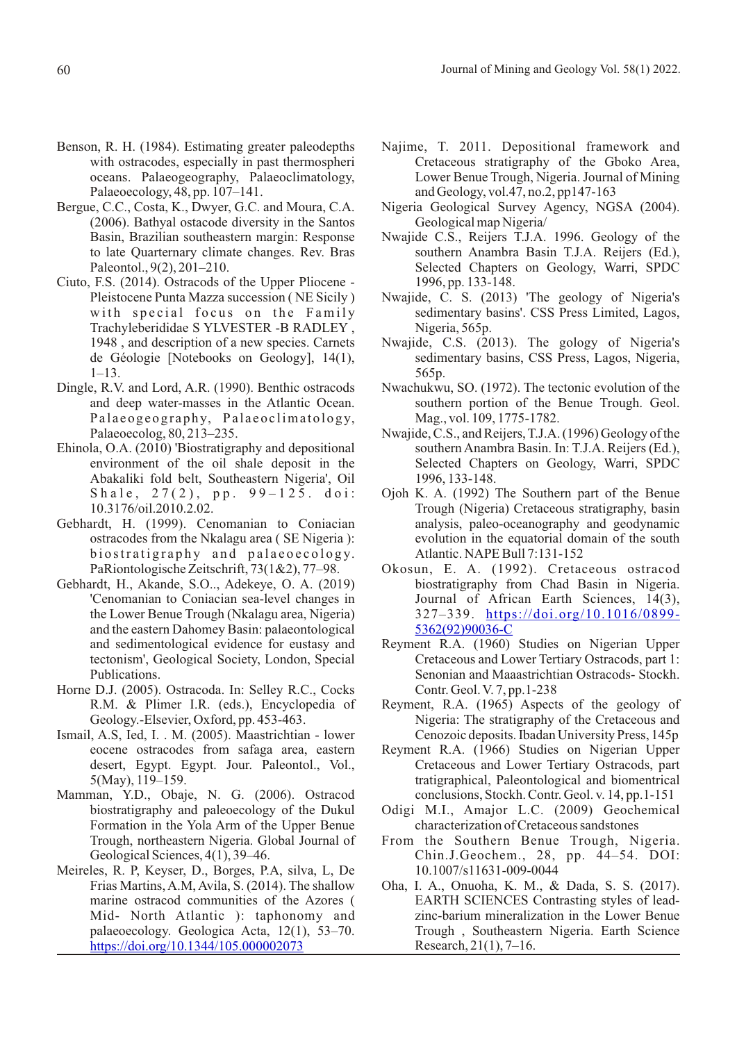Benson, R. H. (1984). Estimating greater paleodepths with ostracodes, especially in past thermospheri oceans. Palaeogeography, Palaeoclimatology, Palaeoecology, 48, pp. 107–141.

Bergue, C.C., Costa, K., Dwyer, G.C. and Moura, C.A. (2006). Bathyal ostacode diversity in the Santos Basin, Brazilian southeastern margin: Response to late Quarternary climate changes. Rev. Bras Paleontol., 9(2), 201–210.

Ciuto, F.S. (2014). Ostracods of the Upper Pliocene - Pleistocene Punta Mazza succession ( NE Sicily ) with special focus on the Family Trachyleberididae S YLVESTER -B RADLEY , 1948 , and description of a new species. Carnets de Géologie [Notebooks on Geology], 14(1), 1–13.

Dingle, R.V. and Lord, A.R. (1990). Benthic ostracods and deep water-masses in the Atlantic Ocean. Palaeogeography, Palaeoclimatology, Palaeoecolog, 80, 213–235.

Ehinola, O.A. (2010) 'Biostratigraphy and depositional environment of the oil shale deposit in the Abakaliki fold belt, Southeastern Nigeria', Oil Shale, 27(2), pp. 99–125. doi: 10.3176/oil.2010.2.02.

Gebhardt, H. (1999). Cenomanian to Coniacian ostracodes from the Nkalagu area ( SE Nigeria ): biostratigraphy and palaeoecology. PaRiontologische Zeitschrift, 73(1&2), 77–98.

Gebhardt, H., Akande, S.O.., Adekeye, O. A. (2019) 'Cenomanian to Coniacian sea-level changes in the Lower Benue Trough (Nkalagu area, Nigeria) and the eastern Dahomey Basin: palaeontological and sedimentological evidence for eustasy and tectonism', Geological Society, London, Special Publications.

Horne D.J. (2005). Ostracoda. In: Selley R.C., Cocks R.M. & Plimer I.R. (eds.), Encyclopedia of Geology.-Elsevier, Oxford, pp. 453-463.

Ismail, A.S, Ied, I. . M. (2005). Maastrichtian - lower eocene ostracodes from safaga area, eastern desert, Egypt. Egypt. Jour. Paleontol., Vol., 5(May), 119–159.

Mamman, Y.D., Obaje, N. G. (2006). Ostracod biostratigraphy and paleoecology of the Dukul Formation in the Yola Arm of the Upper Benue Trough, northeastern Nigeria. Global Journal of Geological Sciences, 4(1), 39–46.

Meireles, R. P, Keyser, D., Borges, P.A, silva, L, De Frias Martins, A.M, Avila, S. (2014). The shallow marine ostracod communities of the Azores ( Mid- North Atlantic ): taphonomy and palaeoecology. Geologica Acta, 12(1), 53–70. https://doi.org/10.1344/105.000002073

Najime, T. 2011. Depositional framework and Cretaceous stratigraphy of the Gboko Area, Lower Benue Trough, Nigeria. Journal of Mining and Geology, vol.47, no.2, pp147-163

Nigeria Geological Survey Agency, NGSA (2004). Geological map Nigeria/

Nwajide C.S., Reijers T.J.A. 1996. Geology of the southern Anambra Basin T.J.A. Reijers (Ed.), Selected Chapters on Geology, Warri, SPDC 1996, pp. 133-148.

Nwajide, C. S. (2013) 'The geology of Nigeria's sedimentary basins'. CSS Press Limited, Lagos, Nigeria, 565p.

Nwajide, C.S. (2013). The gology of Nigeria's sedimentary basins, CSS Press, Lagos, Nigeria, 565p.

Nwachukwu, SO. (1972). The tectonic evolution of the southern portion of the Benue Trough. Geol. Mag., vol. 109, 1775-1782.

Nwajide, C.S., and Reijers, T.J.A. (1996) Geology of the southern Anambra Basin. In: T.J.A. Reijers (Ed.), Selected Chapters on Geology, Warri, SPDC 1996, 133-148.

Ojoh K. A. (1992) The Southern part of the Benue Trough (Nigeria) Cretaceous stratigraphy, basin analysis, paleo-oceanography and geodynamic evolution in the equatorial domain of the south Atlantic. NAPE Bull 7:131-152

Okosun, E. A. (1992). Cretaceous ostracod biostratigraphy from Chad Basin in Nigeria. Journal of African Earth Sciences, 14(3), 327–339. https://doi.org/10.1016/0899-5362(92)90036-C

Reyment R.A. (1960) Studies on Nigerian Upper Cretaceous and Lower Tertiary Ostracods, part 1: Senonian and Maaastrichtian Ostracods- Stockh. Contr. Geol. V. 7, pp.1-238

Reyment, R.A. (1965) Aspects of the geology of Nigeria: The stratigraphy of the Cretaceous and Cenozoic deposits. Ibadan University Press, 145p

Reyment R.A. (1966) Studies on Nigerian Upper Cretaceous and Lower Tertiary Ostracods, part tratigraphical, Paleontological and biomentrical conclusions, Stockh. Contr. Geol. v. 14, pp.1-151

Odigi M.I., Amajor L.C. (2009) Geochemical characterization of Cretaceous sandstones From the Southern Benue Trough, Nigeria. Chin.J.Geochem., 28, pp. 44–54. DOI: 10.1007/s11631-009-0044

Oha, I. A., Onuoha, K. M., & Dada, S. S. (2017). EARTH SCIENCES Contrasting styles of lead-zinc-barium mineralization in the Lower Benue Trough , Southeastern Nigeria. Earth Science Research, 21(1), 7–16.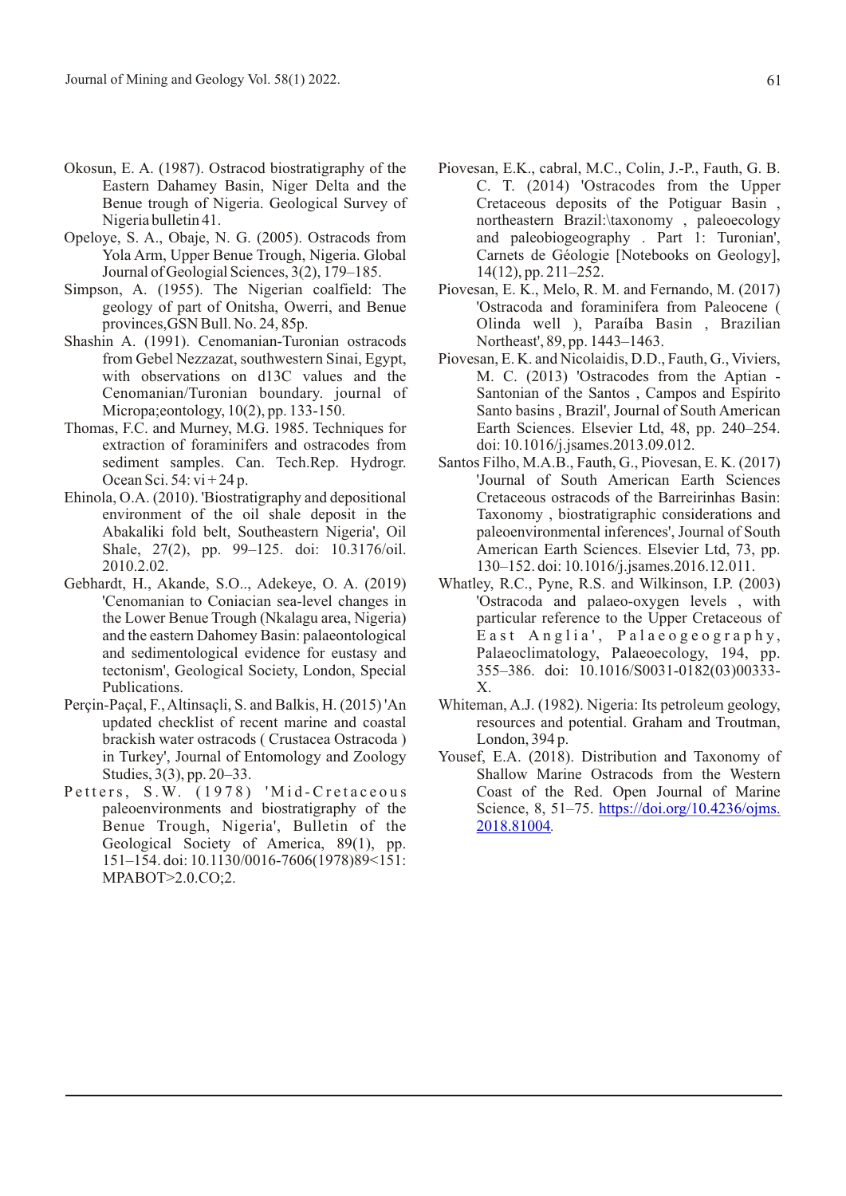Okosun, E. A. (1987). Ostracod biostratigraphy of the Eastern Dahamey Basin, Niger Delta and the Benue trough of Nigeria. Geological Survey of Nigeria bulletin 41.

Opeloye, S. A., Obaje, N. G. (2005). Ostracods from Yola Arm, Upper Benue Trough, Nigeria. Global Journal of Geologial Sciences, 3(2), 179–185.

Simpson, A. (1955). The Nigerian coalfield: The geology of part of Onitsha, Owerri, and Benue provinces,GSN Bull. No. 24, 85p.

Shashin A. (1991). Cenomanian-Turonian ostracods from Gebel Nezzazat, southwestern Sinai, Egypt, with observations on d13C values and the Cenomanian/Turonian boundary. journal of Micropa;eontology, 10(2), pp. 133-150.

Thomas, F.C. and Murney, M.G. 1985. Techniques for extraction of foraminifers and ostracodes from sediment samples. Can. Tech.Rep. Hydrogr. Ocean Sci. 54: vi + 24 p.

Ehinola, O.A. (2010). 'Biostratigraphy and depositional environment of the oil shale deposit in the Abakaliki fold belt, Southeastern Nigeria', Oil Shale, 27(2), pp. 99–125. doi: 10.3176/oil. 2010.2.02.

Gebhardt, H., Akande, S.O.., Adekeye, O. A. (2019) 'Cenomanian to Coniacian sea-level changes in the Lower Benue Trough (Nkalagu area, Nigeria) and the eastern Dahomey Basin: palaeontological and sedimentological evidence for eustasy and tectonism', Geological Society, London, Special Publications.

Perçin-Paçal, F., Altinsaçli, S. and Balkis, H. (2015) 'An updated checklist of recent marine and coastal brackish water ostracods ( Crustacea Ostracoda ) in Turkey', Journal of Entomology and Zoology Studies, 3(3), pp. 20–33.

Petters, S.W. (1978) 'Mid-Cretaceous paleoenvironments and biostratigraphy of the Benue Trough, Nigeria', Bulletin of the Geological Society of America, 89(1), pp. 151–154. doi: 10.1130/0016-7606(1978)89<151: MPABOT>2.0.CO;2.

Piovesan, E.K., cabral, M.C., Colin, J.-P., Fauth, G. B. C. T. (2014) 'Ostracodes from the Upper Cretaceous deposits of the Potiguar Basin , northeastern Brazil:\taxonomy , paleoecology and paleobiogeography . Part 1: Turonian', Carnets de Géologie [Notebooks on Geology], 14(12), pp. 211–252.

Piovesan, E. K., Melo, R. M. and Fernando, M. (2017) 'Ostracoda and foraminifera from Paleocene ( Olinda well ), Paraíba Basin , Brazilian Northeast', 89, pp. 1443–1463.

Piovesan, E. K. and Nicolaidis, D.D., Fauth, G., Viviers, M. C. (2013) 'Ostracodes from the Aptian - Santonian of the Santos , Campos and Espírito Santo basins , Brazil', Journal of South American Earth Sciences. Elsevier Ltd, 48, pp. 240–254. doi: 10.1016/j.jsames.2013.09.012.

Santos Filho, M.A.B., Fauth, G., Piovesan, E. K. (2017) 'Journal of South American Earth Sciences Cretaceous ostracods of the Barreirinhas Basin: Taxonomy , biostratigraphic considerations and paleoenvironmental inferences', Journal of South American Earth Sciences. Elsevier Ltd, 73, pp. 130–152. doi: 10.1016/j.jsames.2016.12.011.

Whatley, R.C., Pyne, R.S. and Wilkinson, I.P. (2003) 'Ostracoda and palaeo-oxygen levels , with particular reference to the Upper Cretaceous of East Anglia', Palaeogeography, Palaeoclimatology, Palaeoecology, 194, pp. 355–386. doi: 10.1016/S0031-0182(03)00333-X.

Whiteman, A.J. (1982). Nigeria: Its petroleum geology, resources and potential. Graham and Troutman, London, 394 p.

Yousef, E.A. (2018). Distribution and Taxonomy of Shallow Marine Ostracods from the Western Coast of the Red. Open Journal of Marine Science, 8, 51–75. https://doi.org/10.4236/ojms.2018.81004.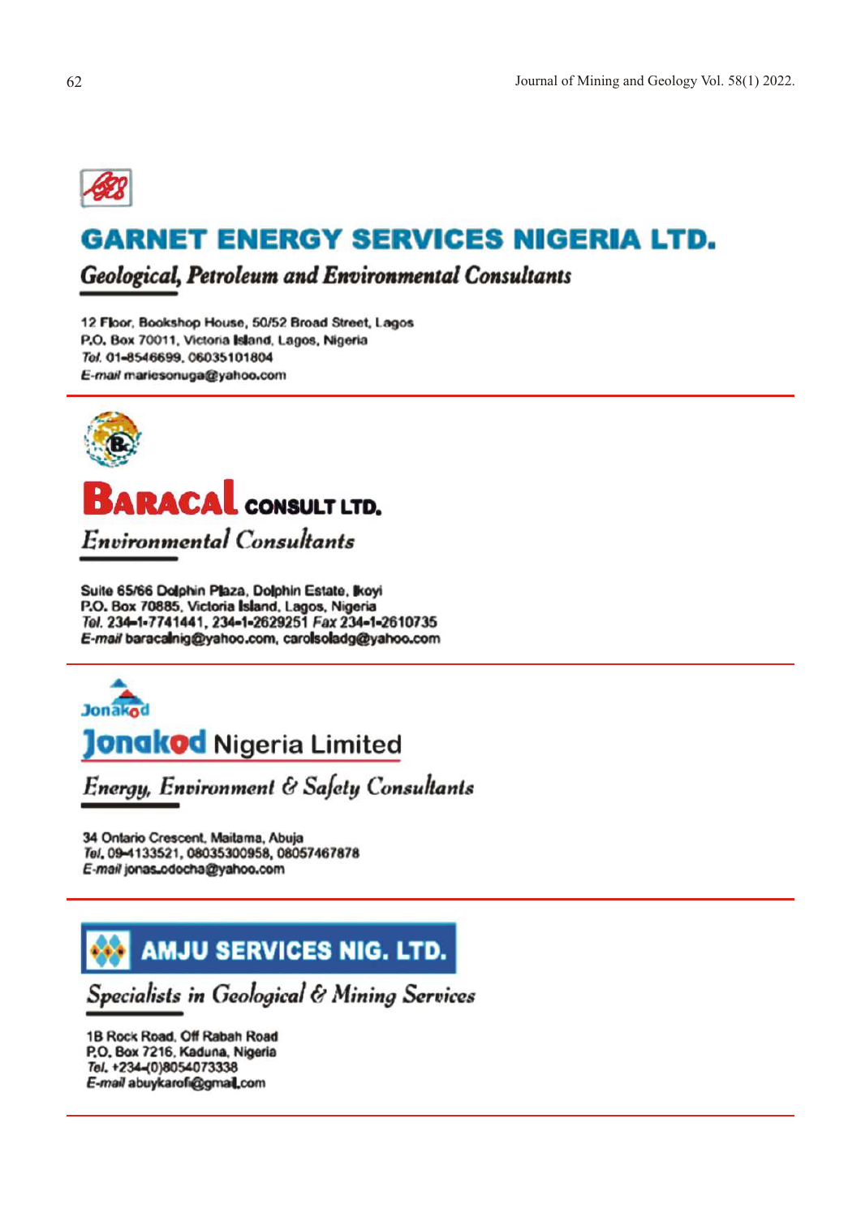## GARNET ENERGY SERVICES NIGERIA LTD.

*Geological, Petroleum and Environmental Consultants*

12 Floor, Bookshop House, 50/52 Broad Street, Lagos
P.O. Box 70011, Victoria Island, Lagos, Nigeria
*Tel.* 01-8546699, 06035101804
*E-mail* mariesonuga@yahoo.com

---

## BARACAL CONSULT LTD.

*Environmental Consultants*

Suite 65/66 Dolphin Plaza, Dolphin Estate, Ikoyi
P.O. Box 70885, Victoria Island, Lagos, Nigeria
*Tel.* 234-1-7741441, 234-1-2629251 *Fax* 234-1-2610735
*E-mail* baracalnig@yahoo.com, carolsoladg@yahoo.com

---

Jonakod

## Jonakod Nigeria Limited

*Energy, Environment & Safety Consultants*

34 Ontario Crescent, Maitama, Abuja
*Tel.* 09-4133521, 08035300958, 08057467878
*E-mail* jonas.odocha@yahoo.com

---

## AMJU SERVICES NIG. LTD.

*Specialists in Geological & Mining Services*

1B Rock Road, Off Rabah Road
P.O. Box 7216, Kaduna, Nigeria
*Tel.* +234-(0)8054073338
*E-mail* abuykarofi@gmail.com

---